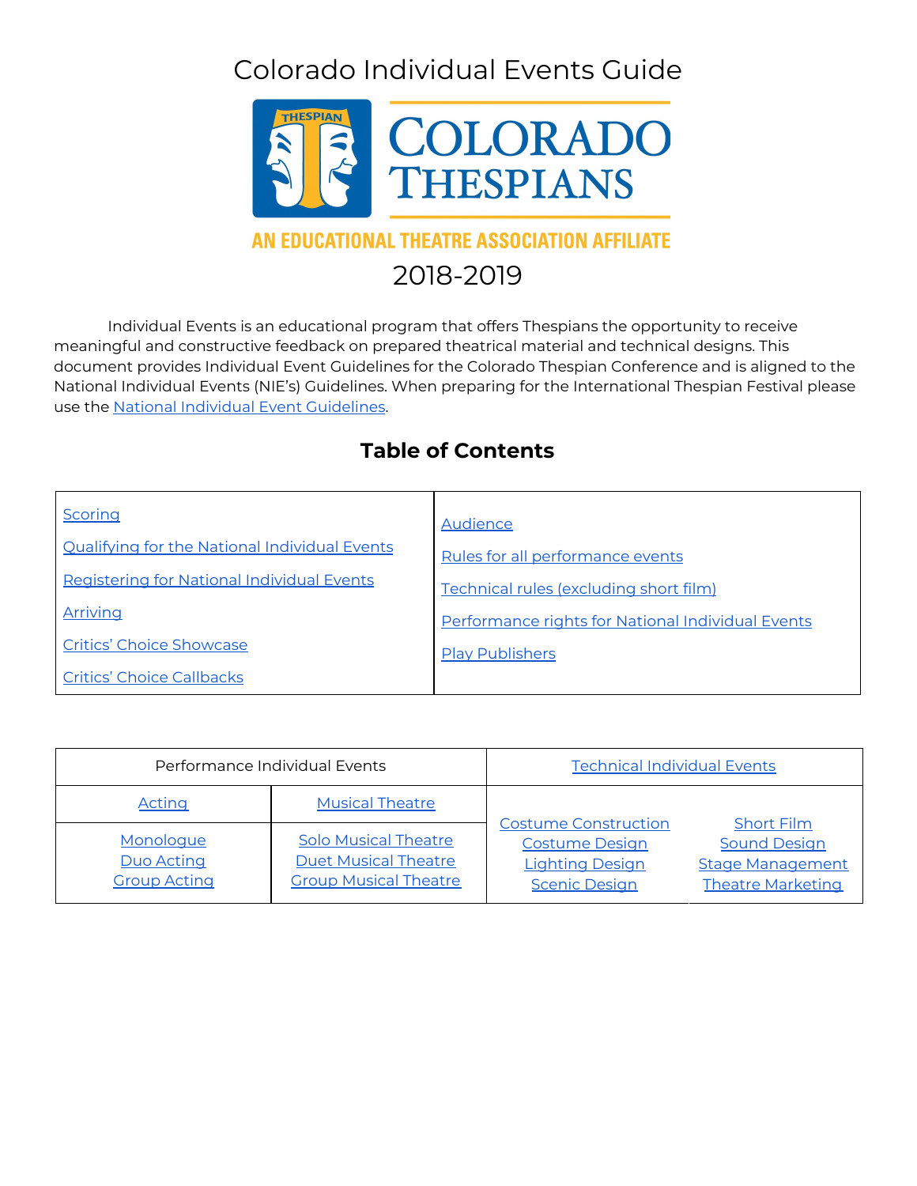# Colorado Individual Events Guide

COLORADO THESPIANS

AN EDUCATIONAL THEATRE ASSOCIATION AFFILIATE

2018-2019

Individual Events is an educational program that offers Thespians the opportunity to receive meaningful and constructive feedback on prepared theatrical material and technical designs. This document provides Individual Event Guidelines for the Colorado Thespian Conference and is aligned to the National Individual Events (NIE's) Guidelines. When preparing for the International Thespian Festival please use the National Individual Event Guidelines.

## Table of Contents

| | |
|---|---|
| Scoring | Audience |
| Qualifying for the National Individual Events | Rules for all performance events |
| Registering for National Individual Events | Technical rules (excluding short film) |
| Arriving | Performance rights for National Individual Events |
| Critics' Choice Showcase | Play Publishers |
| Critics' Choice Callbacks | |

| Performance Individual Events | | Technical Individual Events | |
|---|---|---|---|
| Acting | Musical Theatre | | |
| Monologue<br>Duo Acting<br>Group Acting | Solo Musical Theatre<br>Duet Musical Theatre<br>Group Musical Theatre | Costume Construction<br>Costume Design<br>Lighting Design<br>Scenic Design | Short Film<br>Sound Design<br>Stage Management<br>Theatre Marketing |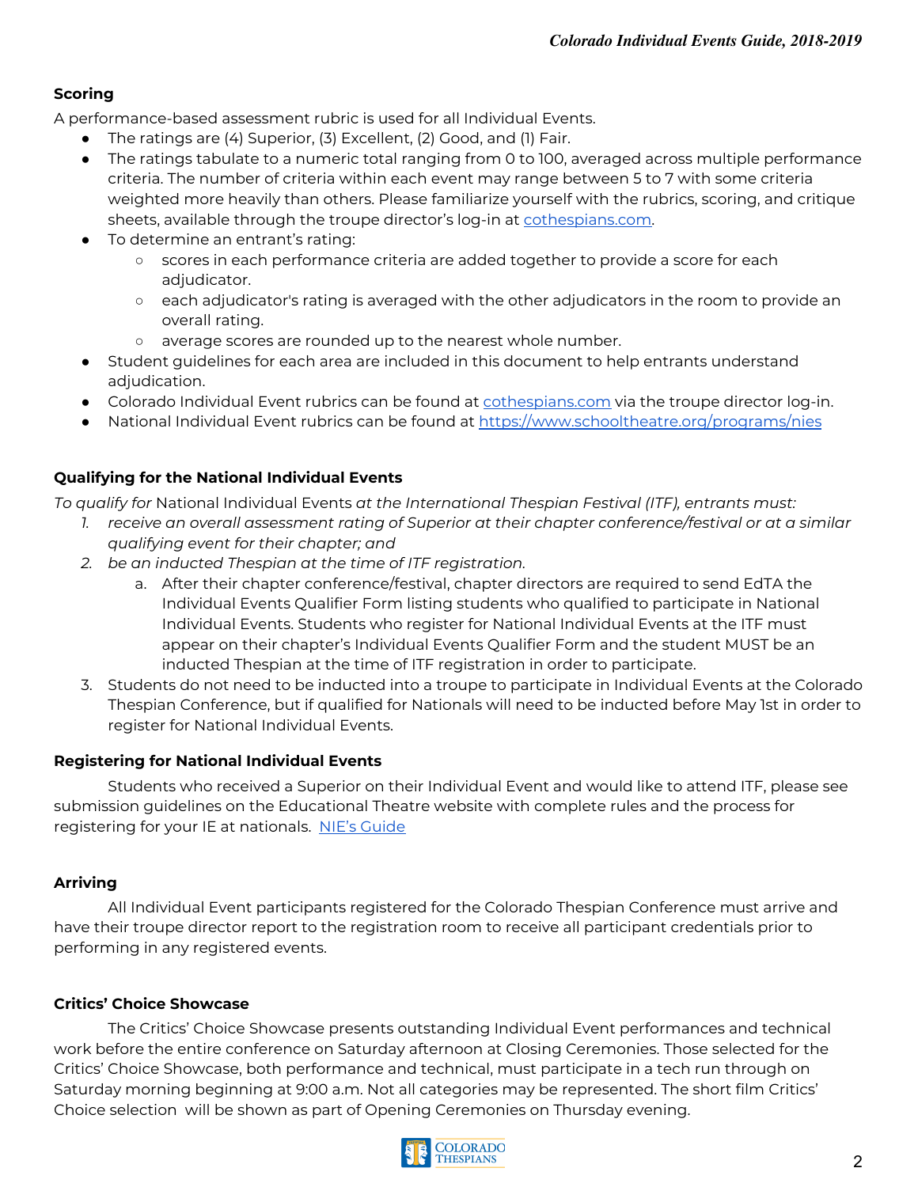### Scoring

A performance-based assessment rubric is used for all Individual Events.

- The ratings are (4) Superior, (3) Excellent, (2) Good, and (1) Fair.
- The ratings tabulate to a numeric total ranging from 0 to 100, averaged across multiple performance criteria. The number of criteria within each event may range between 5 to 7 with some criteria weighted more heavily than others. Please familiarize yourself with the rubrics, scoring, and critique sheets, available through the troupe director's log-in at [cothespians.com](cothespians.com).
- To determine an entrant's rating:
  - scores in each performance criteria are added together to provide a score for each adjudicator.
  - each adjudicator's rating is averaged with the other adjudicators in the room to provide an overall rating.
  - average scores are rounded up to the nearest whole number.
- Student guidelines for each area are included in this document to help entrants understand adjudication.
- Colorado Individual Event rubrics can be found at [cothespians.com](cothespians.com) via the troupe director log-in.
- National Individual Event rubrics can be found at [https://www.schooltheatre.org/programs/nies](https://www.schooltheatre.org/programs/nies)

### Qualifying for the National Individual Events

*To qualify for* National Individual Events *at the International Thespian Festival (ITF), entrants must:*

1. *receive an overall assessment rating of Superior at their chapter conference/festival or at a similar qualifying event for their chapter; and*
2. *be an inducted Thespian at the time of ITF registration.*
   a. After their chapter conference/festival, chapter directors are required to send EdTA the Individual Events Qualifier Form listing students who qualified to participate in National Individual Events. Students who register for National Individual Events at the ITF must appear on their chapter's Individual Events Qualifier Form and the student MUST be an inducted Thespian at the time of ITF registration in order to participate.
3. Students do not need to be inducted into a troupe to participate in Individual Events at the Colorado Thespian Conference, but if qualified for Nationals will need to be inducted before May 1st in order to register for National Individual Events.

### Registering for National Individual Events

Students who received a Superior on their Individual Event and would like to attend ITF, please see submission guidelines on the Educational Theatre website with complete rules and the process for registering for your IE at nationals. NIE's Guide

### Arriving

All Individual Event participants registered for the Colorado Thespian Conference must arrive and have their troupe director report to the registration room to receive all participant credentials prior to performing in any registered events.

### Critics' Choice Showcase

The Critics' Choice Showcase presents outstanding Individual Event performances and technical work before the entire conference on Saturday afternoon at Closing Ceremonies. Those selected for the Critics' Choice Showcase, both performance and technical, must participate in a tech run through on Saturday morning beginning at 9:00 a.m. Not all categories may be represented. The short film Critics' Choice selection will be shown as part of Opening Ceremonies on Thursday evening.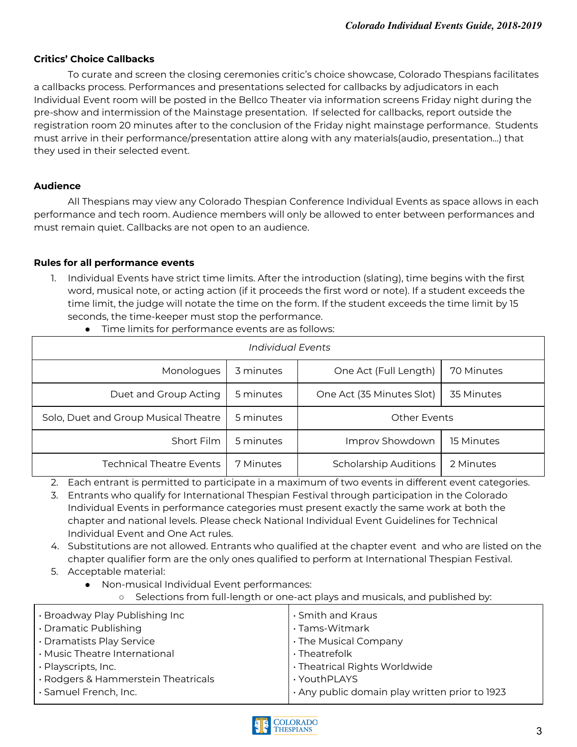**Critics' Choice Callbacks**

To curate and screen the closing ceremonies critic's choice showcase, Colorado Thespians facilitates a callbacks process. Performances and presentations selected for callbacks by adjudicators in each Individual Event room will be posted in the Bellco Theater via information screens Friday night during the pre-show and intermission of the Mainstage presentation. If selected for callbacks, report outside the registration room 20 minutes after to the conclusion of the Friday night mainstage performance. Students must arrive in their performance/presentation attire along with any materials(audio, presentation...) that they used in their selected event.

**Audience**

All Thespians may view any Colorado Thespian Conference Individual Events as space allows in each performance and tech room. Audience members will only be allowed to enter between performances and must remain quiet. Callbacks are not open to an audience.

**Rules for all performance events**

1. Individual Events have strict time limits. After the introduction (slating), time begins with the first word, musical note, or acting action (if it proceeds the first word or note). If a student exceeds the time limit, the judge will notate the time on the form. If the student exceeds the time limit by 15 seconds, the time-keeper must stop the performance.
   - Time limits for performance events are as follows:

| *Individual Events* | | | |
|---|---|---|---|
| Monologues | 3 minutes | One Act (Full Length) | 70 Minutes |
| Duet and Group Acting | 5 minutes | One Act (35 Minutes Slot) | 35 Minutes |
| Solo, Duet and Group Musical Theatre | 5 minutes | Other Events | |
| Short Film | 5 minutes | Improv Showdown | 15 Minutes |
| Technical Theatre Events | 7 Minutes | Scholarship Auditions | 2 Minutes |

2. Each entrant is permitted to participate in a maximum of two events in different event categories.
3. Entrants who qualify for International Thespian Festival through participation in the Colorado Individual Events in performance categories must present exactly the same work at both the chapter and national levels. Please check National Individual Event Guidelines for Technical Individual Event and One Act rules.
4. Substitutions are not allowed. Entrants who qualified at the chapter event and who are listed on the chapter qualifier form are the only ones qualified to perform at International Thespian Festival.
5. Acceptable material:
   - Non-musical Individual Event performances:
     - Selections from full-length or one-act plays and musicals, and published by:

| | |
|---|---|
| · Broadway Play Publishing Inc<br>· Dramatic Publishing<br>· Dramatists Play Service<br>· Music Theatre International<br>· Playscripts, Inc.<br>· Rodgers & Hammerstein Theatricals<br>· Samuel French, Inc. | · Smith and Kraus<br>· Tams-Witmark<br>· The Musical Company<br>· Theatrefolk<br>· Theatrical Rights Worldwide<br>· YouthPLAYS<br>· Any public domain play written prior to 1923 |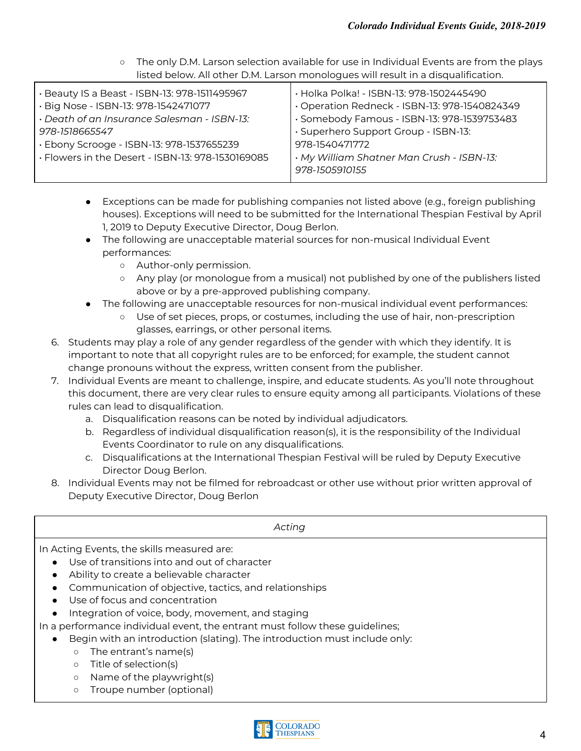- The only D.M. Larson selection available for use in Individual Events are from the plays listed below. All other D.M. Larson monologues will result in a disqualification.

| | |
|---|---|
| • Beauty IS a Beast - ISBN-13: 978-1511495967<br>• Big Nose - ISBN-13: 978-1542471077<br>• *Death of an Insurance Salesman - ISBN-13: 978-1518665547*<br>• Ebony Scrooge - ISBN-13: 978-1537655239<br>• Flowers in the Desert - ISBN-13: 978-1530169085 | • Holka Polka! - ISBN-13: 978-1502445490<br>• Operation Redneck - ISBN-13: 978-1540824349<br>• Somebody Famous - ISBN-13: 978-1539753483<br>• Superhero Support Group - ISBN-13: 978-1540471772<br>• *My William Shatner Man Crush - ISBN-13: 978-1505910155* |

- Exceptions can be made for publishing companies not listed above (e.g., foreign publishing houses). Exceptions will need to be submitted for the International Thespian Festival by April 1, 2019 to Deputy Executive Director, Doug Berlon.
- The following are unacceptable material sources for non-musical Individual Event performances:
  - Author-only permission.
  - Any play (or monologue from a musical) not published by one of the publishers listed above or by a pre-approved publishing company.
- The following are unacceptable resources for non-musical individual event performances:
  - Use of set pieces, props, or costumes, including the use of hair, non-prescription glasses, earrings, or other personal items.

6. Students may play a role of any gender regardless of the gender with which they identify. It is important to note that all copyright rules are to be enforced; for example, the student cannot change pronouns without the express, written consent from the publisher.
7. Individual Events are meant to challenge, inspire, and educate students. As you'll note throughout this document, there are very clear rules to ensure equity among all participants. Violations of these rules can lead to disqualification.
   a. Disqualification reasons can be noted by individual adjudicators.
   b. Regardless of individual disqualification reason(s), it is the responsibility of the Individual Events Coordinator to rule on any disqualifications.
   c. Disqualifications at the International Thespian Festival will be ruled by Deputy Executive Director Doug Berlon.
8. Individual Events may not be filmed for rebroadcast or other use without prior written approval of Deputy Executive Director, Doug Berlon

*Acting*

In Acting Events, the skills measured are:

- Use of transitions into and out of character
- Ability to create a believable character
- Communication of objective, tactics, and relationships
- Use of focus and concentration
- Integration of voice, body, movement, and staging

In a performance individual event, the entrant must follow these guidelines;

- Begin with an introduction (slating). The introduction must include only:
  - The entrant's name(s)
  - Title of selection(s)
  - Name of the playwright(s)
  - Troupe number (optional)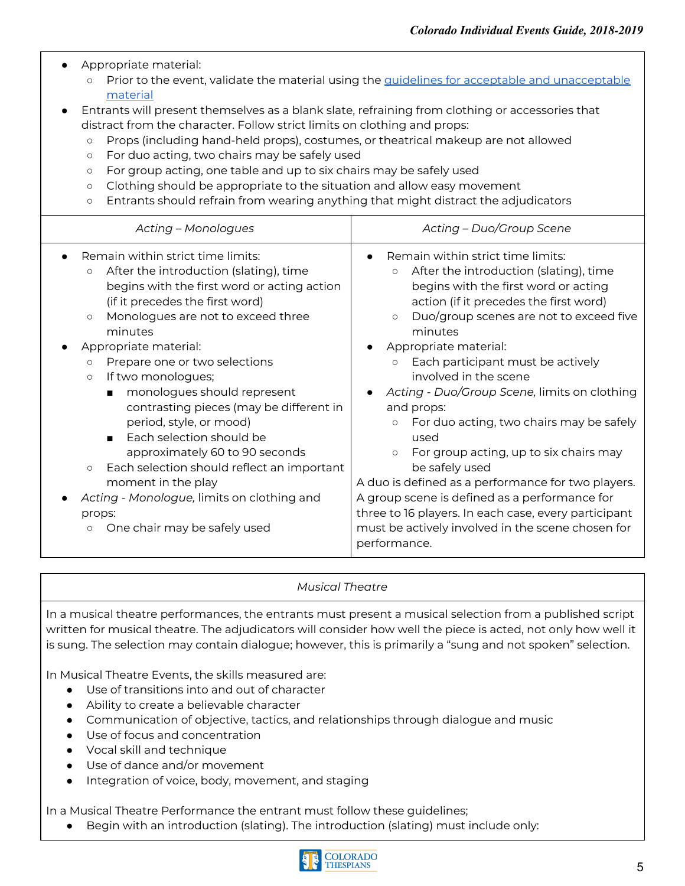- Appropriate material:
  - Prior to the event, validate the material using the [guidelines for acceptable and unacceptable material]
- Entrants will present themselves as a blank slate, refraining from clothing or accessories that distract from the character. Follow strict limits on clothing and props:
  - Props (including hand-held props), costumes, or theatrical makeup are not allowed
  - For duo acting, two chairs may be safely used
  - For group acting, one table and up to six chairs may be safely used
  - Clothing should be appropriate to the situation and allow easy movement
  - Entrants should refrain from wearing anything that might distract the adjudicators

| *Acting – Monologues* | *Acting – Duo/Group Scene* |
|---|---|
| • Remain within strict time limits:<br>  ○ After the introduction (slating), time begins with the first word or acting action (if it precedes the first word)<br>  ○ Monologues are not to exceed three minutes<br>• Appropriate material:<br>  ○ Prepare one or two selections<br>  ○ If two monologues;<br>    ■ monologues should represent contrasting pieces (may be different in period, style, or mood)<br>    ■ Each selection should be approximately 60 to 90 seconds<br>  ○ Each selection should reflect an important moment in the play<br>• *Acting - Monologue,* limits on clothing and props:<br>  ○ One chair may be safely used | • Remain within strict time limits:<br>  ○ After the introduction (slating), time begins with the first word or acting action (if it precedes the first word)<br>  ○ Duo/group scenes are not to exceed five minutes<br>• Appropriate material:<br>  ○ Each participant must be actively involved in the scene<br>• *Acting - Duo/Group Scene,* limits on clothing and props:<br>  ○ For duo acting, two chairs may be safely used<br>  ○ For group acting, up to six chairs may be safely used<br>A duo is defined as a performance for two players. A group scene is defined as a performance for three to 16 players. In each case, every participant must be actively involved in the scene chosen for performance. |

*Musical Theatre*

In a musical theatre performances, the entrants must present a musical selection from a published script written for musical theatre. The adjudicators will consider how well the piece is acted, not only how well it is sung. The selection may contain dialogue; however, this is primarily a "sung and not spoken" selection.

In Musical Theatre Events, the skills measured are:

- Use of transitions into and out of character
- Ability to create a believable character
- Communication of objective, tactics, and relationships through dialogue and music
- Use of focus and concentration
- Vocal skill and technique
- Use of dance and/or movement
- Integration of voice, body, movement, and staging

In a Musical Theatre Performance the entrant must follow these guidelines;

- Begin with an introduction (slating). The introduction (slating) must include only: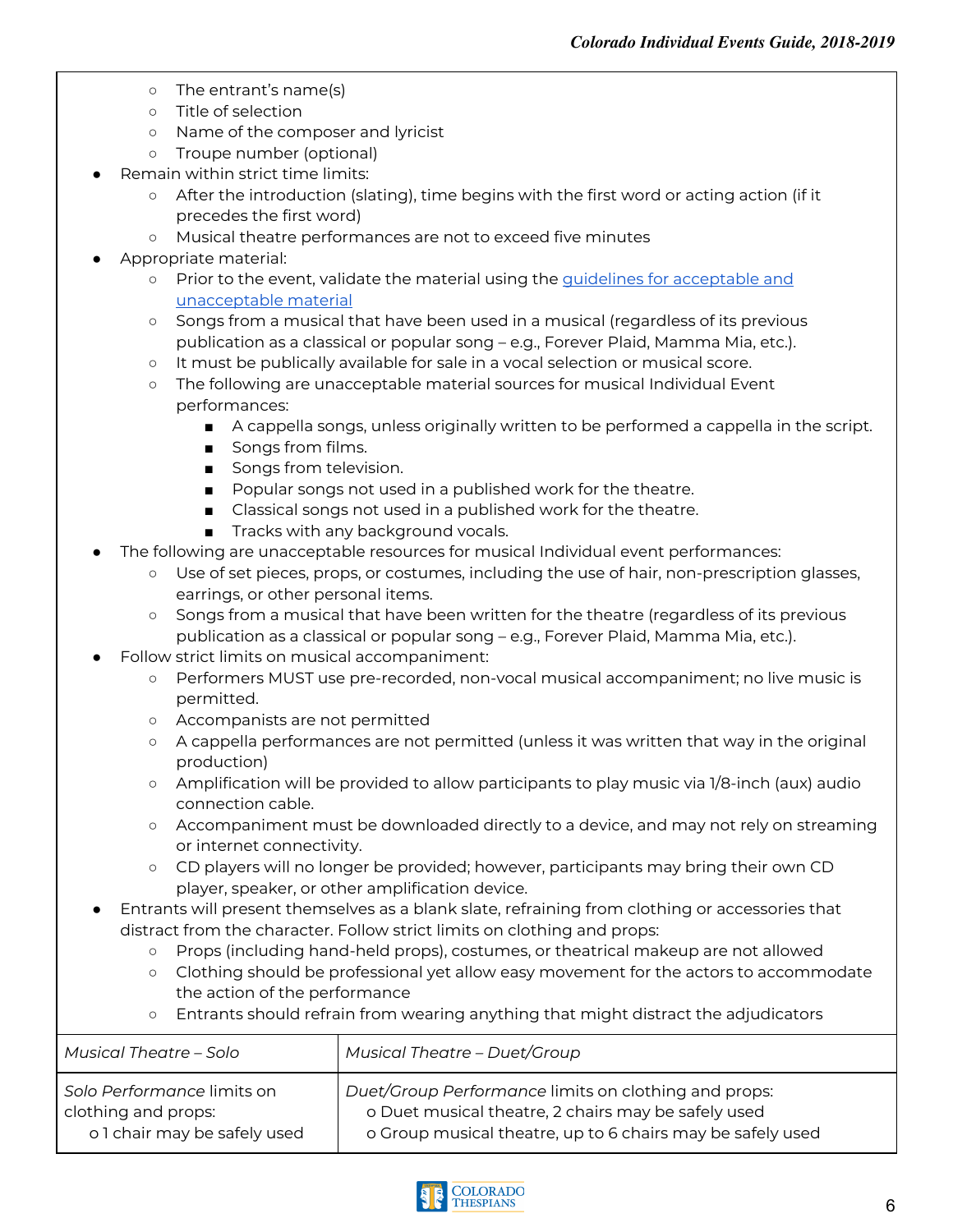- The entrant's name(s)
    - Title of selection
    - Name of the composer and lyricist
    - Troupe number (optional)
- Remain within strict time limits:
    - After the introduction (slating), time begins with the first word or acting action (if it precedes the first word)
    - Musical theatre performances are not to exceed five minutes
- Appropriate material:
    - Prior to the event, validate the material using the [guidelines for acceptable and unacceptable material](#)
    - Songs from a musical that have been used in a musical (regardless of its previous publication as a classical or popular song – e.g., Forever Plaid, Mamma Mia, etc.).
    - It must be publically available for sale in a vocal selection or musical score.
    - The following are unacceptable material sources for musical Individual Event performances:
        - A cappella songs, unless originally written to be performed a cappella in the script.
        - Songs from films.
        - Songs from television.
        - Popular songs not used in a published work for the theatre.
        - Classical songs not used in a published work for the theatre.
        - Tracks with any background vocals.
- The following are unacceptable resources for musical Individual event performances:
    - Use of set pieces, props, or costumes, including the use of hair, non-prescription glasses, earrings, or other personal items.
    - Songs from a musical that have been written for the theatre (regardless of its previous publication as a classical or popular song – e.g., Forever Plaid, Mamma Mia, etc.).
- Follow strict limits on musical accompaniment:
    - Performers MUST use pre-recorded, non-vocal musical accompaniment; no live music is permitted.
    - Accompanists are not permitted
    - A cappella performances are not permitted (unless it was written that way in the original production)
    - Amplification will be provided to allow participants to play music via 1/8-inch (aux) audio connection cable.
    - Accompaniment must be downloaded directly to a device, and may not rely on streaming or internet connectivity.
    - CD players will no longer be provided; however, participants may bring their own CD player, speaker, or other amplification device.
- Entrants will present themselves as a blank slate, refraining from clothing or accessories that distract from the character. Follow strict limits on clothing and props:
    - Props (including hand-held props), costumes, or theatrical makeup are not allowed
    - Clothing should be professional yet allow easy movement for the actors to accommodate the action of the performance
    - Entrants should refrain from wearing anything that might distract the adjudicators

| *Musical Theatre – Solo* | *Musical Theatre – Duet/Group* |
|---|---|
| *Solo Performance* limits on clothing and props:<br>o 1 chair may be safely used | *Duet/Group Performance* limits on clothing and props:<br>o Duet musical theatre, 2 chairs may be safely used<br>o Group musical theatre, up to 6 chairs may be safely used |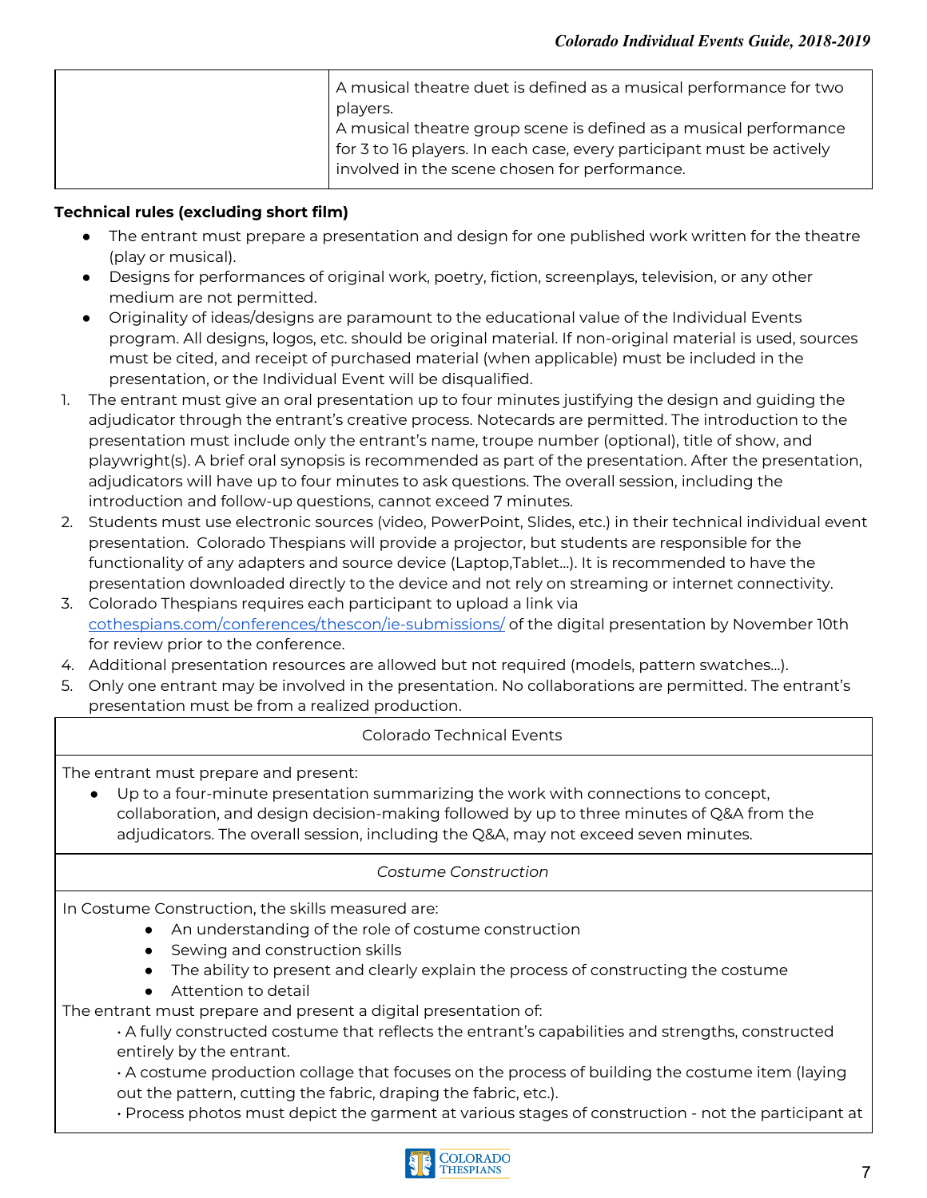| | |
|---|---|
| | A musical theatre duet is defined as a musical performance for two players.<br>A musical theatre group scene is defined as a musical performance for 3 to 16 players. In each case, every participant must be actively involved in the scene chosen for performance. |

**Technical rules (excluding short film)**

- The entrant must prepare a presentation and design for one published work written for the theatre (play or musical).
- Designs for performances of original work, poetry, fiction, screenplays, television, or any other medium are not permitted.
- Originality of ideas/designs are paramount to the educational value of the Individual Events program. All designs, logos, etc. should be original material. If non-original material is used, sources must be cited, and receipt of purchased material (when applicable) must be included in the presentation, or the Individual Event will be disqualified.

1. The entrant must give an oral presentation up to four minutes justifying the design and guiding the adjudicator through the entrant's creative process. Notecards are permitted. The introduction to the presentation must include only the entrant's name, troupe number (optional), title of show, and playwright(s). A brief oral synopsis is recommended as part of the presentation. After the presentation, adjudicators will have up to four minutes to ask questions. The overall session, including the introduction and follow-up questions, cannot exceed 7 minutes.
2. Students must use electronic sources (video, PowerPoint, Slides, etc.) in their technical individual event presentation. Colorado Thespians will provide a projector, but students are responsible for the functionality of any adapters and source device (Laptop,Tablet...). It is recommended to have the presentation downloaded directly to the device and not rely on streaming or internet connectivity.
3. Colorado Thespians requires each participant to upload a link via [cothespians.com/conferences/thescon/ie-submissions/](cothespians.com/conferences/thescon/ie-submissions/) of the digital presentation by November 10th for review prior to the conference.
4. Additional presentation resources are allowed but not required (models, pattern swatches...).
5. Only one entrant may be involved in the presentation. No collaborations are permitted. The entrant's presentation must be from a realized production.

| Colorado Technical Events |
|---|
| The entrant must prepare and present:<br>• Up to a four-minute presentation summarizing the work with connections to concept, collaboration, and design decision-making followed by up to three minutes of Q&A from the adjudicators. The overall session, including the Q&A, may not exceed seven minutes. |
| *Costume Construction* |
| In Costume Construction, the skills measured are:<br>• An understanding of the role of costume construction<br>• Sewing and construction skills<br>• The ability to present and clearly explain the process of constructing the costume<br>• Attention to detail<br>The entrant must prepare and present a digital presentation of:<br>• A fully constructed costume that reflects the entrant's capabilities and strengths, constructed entirely by the entrant.<br>• A costume production collage that focuses on the process of building the costume item (laying out the pattern, cutting the fabric, draping the fabric, etc.).<br>• Process photos must depict the garment at various stages of construction - not the participant at |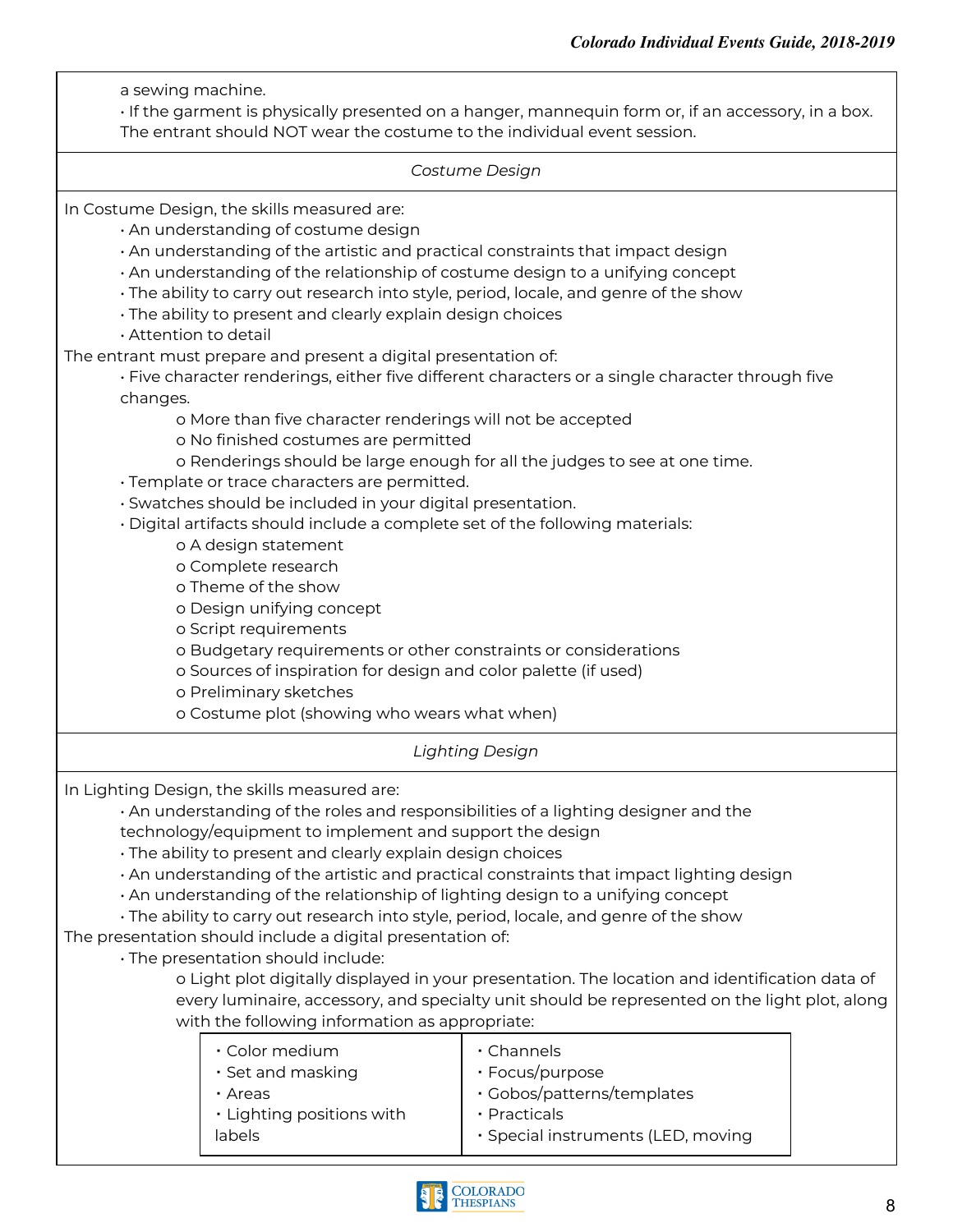a sewing machine.

- If the garment is physically presented on a hanger, mannequin form or, if an accessory, in a box. The entrant should NOT wear the costume to the individual event session.

*Costume Design*

In Costume Design, the skills measured are:

- An understanding of costume design
- An understanding of the artistic and practical constraints that impact design
- An understanding of the relationship of costume design to a unifying concept
- The ability to carry out research into style, period, locale, and genre of the show
- The ability to present and clearly explain design choices
- Attention to detail

The entrant must prepare and present a digital presentation of:

- Five character renderings, either five different characters or a single character through five changes.
  - o More than five character renderings will not be accepted
  - o No finished costumes are permitted
  - o Renderings should be large enough for all the judges to see at one time.
- Template or trace characters are permitted.
- Swatches should be included in your digital presentation.
- Digital artifacts should include a complete set of the following materials:
  - o A design statement
  - o Complete research
  - o Theme of the show
  - o Design unifying concept
  - o Script requirements
  - o Budgetary requirements or other constraints or considerations
  - o Sources of inspiration for design and color palette (if used)
  - o Preliminary sketches
  - o Costume plot (showing who wears what when)

*Lighting Design*

In Lighting Design, the skills measured are:

- An understanding of the roles and responsibilities of a lighting designer and the technology/equipment to implement and support the design
- The ability to present and clearly explain design choices
- An understanding of the artistic and practical constraints that impact lighting design
- An understanding of the relationship of lighting design to a unifying concept
- The ability to carry out research into style, period, locale, and genre of the show

The presentation should include a digital presentation of:

- The presentation should include:
  - o Light plot digitally displayed in your presentation. The location and identification data of every luminaire, accessory, and specialty unit should be represented on the light plot, along with the following information as appropriate:

| | |
|---|---|
| • Color medium<br>• Set and masking<br>• Areas<br>• Lighting positions with labels | • Channels<br>• Focus/purpose<br>• Gobos/patterns/templates<br>• Practicals<br>• Special instruments (LED, moving |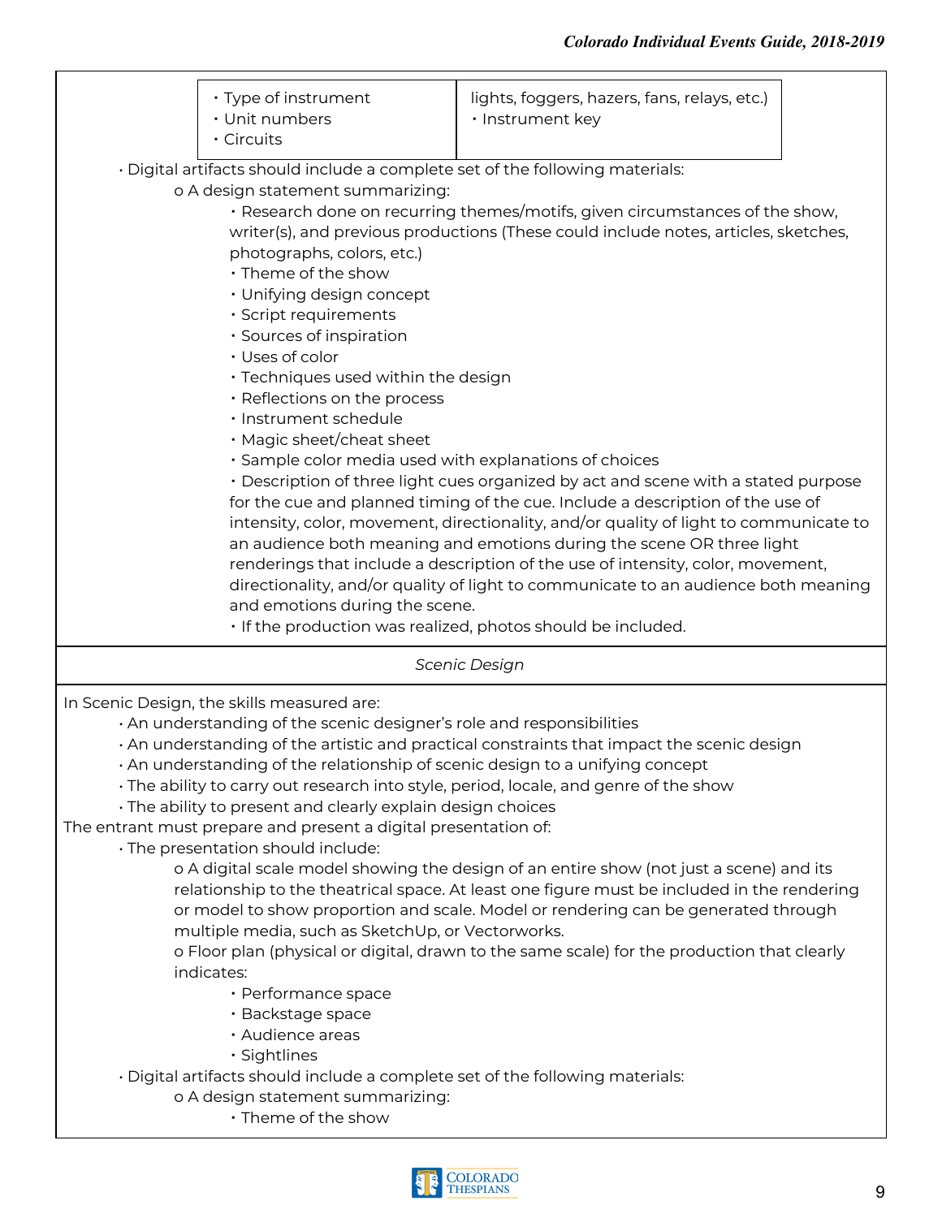| • Type of instrument<br>• Unit numbers<br>• Circuits | lights, foggers, hazers, fans, relays, etc.)<br>• Instrument key |
|---|---|

- Digital artifacts should include a complete set of the following materials:
  - o A design statement summarizing:
    - Research done on recurring themes/motifs, given circumstances of the show, writer(s), and previous productions (These could include notes, articles, sketches, photographs, colors, etc.)
    - Theme of the show
    - Unifying design concept
    - Script requirements
    - Sources of inspiration
    - Uses of color
    - Techniques used within the design
    - Reflections on the process
    - Instrument schedule
    - Magic sheet/cheat sheet
    - Sample color media used with explanations of choices
    - Description of three light cues organized by act and scene with a stated purpose for the cue and planned timing of the cue. Include a description of the use of intensity, color, movement, directionality, and/or quality of light to communicate to an audience both meaning and emotions during the scene OR three light renderings that include a description of the use of intensity, color, movement, directionality, and/or quality of light to communicate to an audience both meaning and emotions during the scene.
    - If the production was realized, photos should be included.

*Scenic Design*

In Scenic Design, the skills measured are:

- An understanding of the scenic designer's role and responsibilities
- An understanding of the artistic and practical constraints that impact the scenic design
- An understanding of the relationship of scenic design to a unifying concept
- The ability to carry out research into style, period, locale, and genre of the show
- The ability to present and clearly explain design choices

The entrant must prepare and present a digital presentation of:

- The presentation should include:
  - o A digital scale model showing the design of an entire show (not just a scene) and its relationship to the theatrical space. At least one figure must be included in the rendering or model to show proportion and scale. Model or rendering can be generated through multiple media, such as SketchUp, or Vectorworks.
  - o Floor plan (physical or digital, drawn to the same scale) for the production that clearly indicates:
    - Performance space
    - Backstage space
    - Audience areas
    - Sightlines
- Digital artifacts should include a complete set of the following materials:
  - o A design statement summarizing:
    - Theme of the show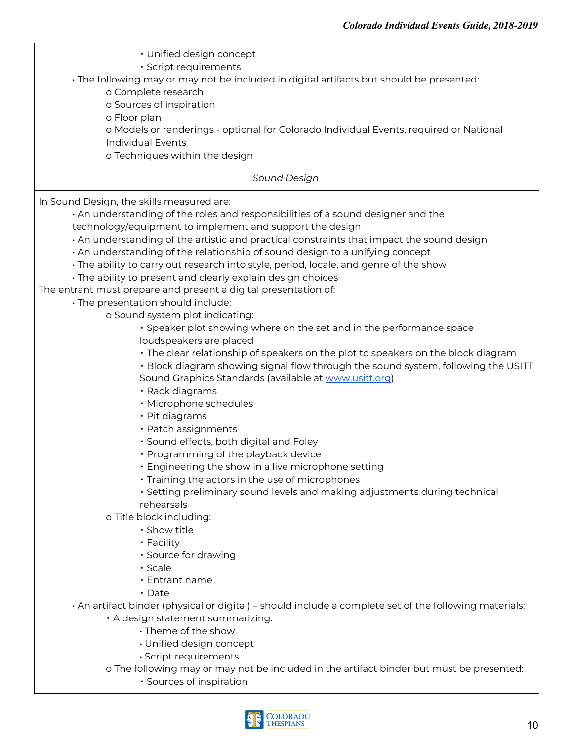- Unified design concept
- Script requirements

- The following may or may not be included in digital artifacts but should be presented:
  - o Complete research
  - o Sources of inspiration
  - o Floor plan
  - o Models or renderings - optional for Colorado Individual Events, required or National Individual Events
  - o Techniques within the design

*Sound Design*

In Sound Design, the skills measured are:

- An understanding of the roles and responsibilities of a sound designer and the technology/equipment to implement and support the design
- An understanding of the artistic and practical constraints that impact the sound design
- An understanding of the relationship of sound design to a unifying concept
- The ability to carry out research into style, period, locale, and genre of the show
- The ability to present and clearly explain design choices

The entrant must prepare and present a digital presentation of:

- The presentation should include:
  - o Sound system plot indicating:
    - Speaker plot showing where on the set and in the performance space loudspeakers are placed
    - The clear relationship of speakers on the plot to speakers on the block diagram
    - Block diagram showing signal flow through the sound system, following the USITT Sound Graphics Standards (available at www.usitt.org)
    - Rack diagrams
    - Microphone schedules
    - Pit diagrams
    - Patch assignments
    - Sound effects, both digital and Foley
    - Programming of the playback device
    - Engineering the show in a live microphone setting
    - Training the actors in the use of microphones
    - Setting preliminary sound levels and making adjustments during technical rehearsals
  - o Title block including:
    - Show title
    - Facility
    - Source for drawing
    - Scale
    - Entrant name
    - Date
- An artifact binder (physical or digital) – should include a complete set of the following materials:
  - A design statement summarizing:
    - Theme of the show
    - Unified design concept
    - Script requirements
  - o The following may or may not be included in the artifact binder but must be presented:
    - Sources of inspiration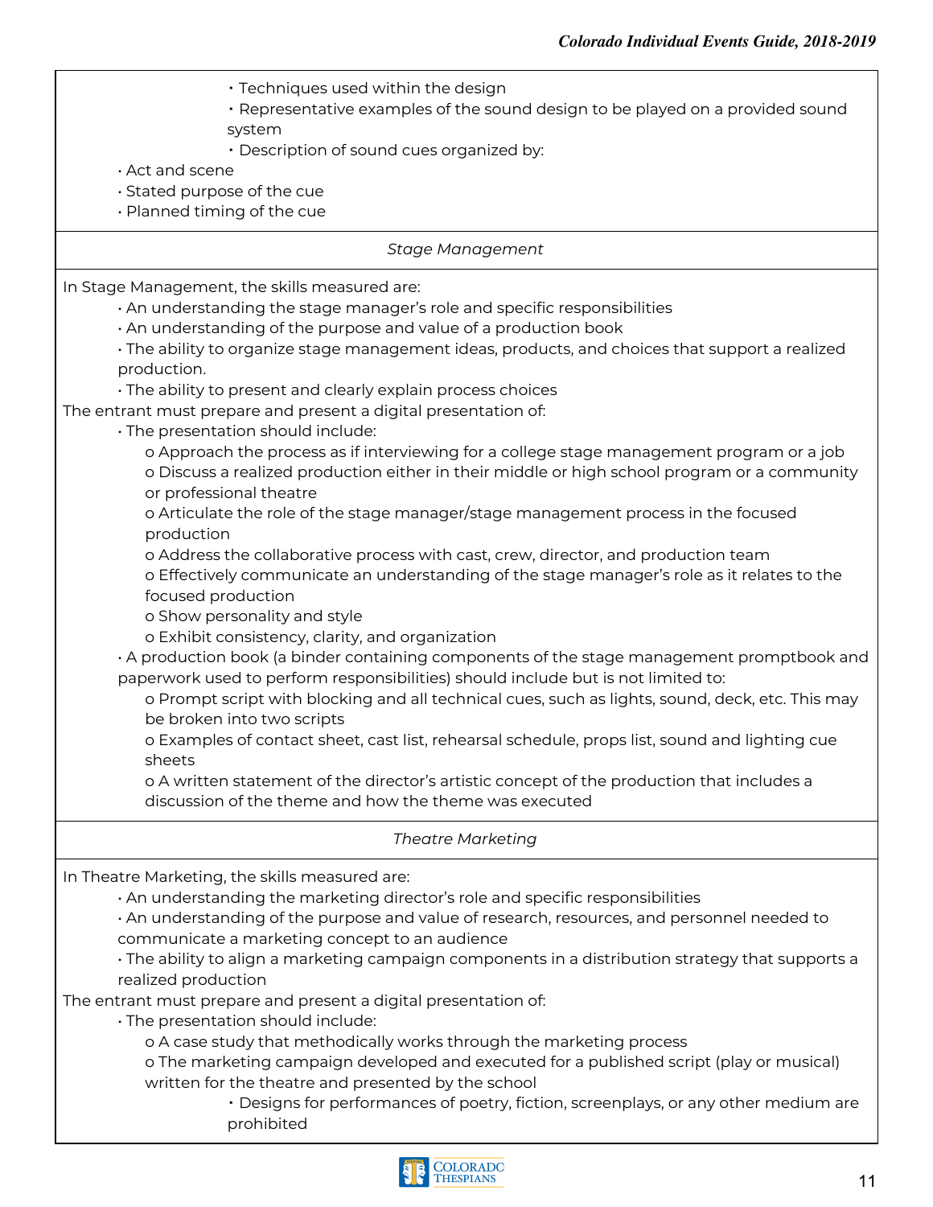- Techniques used within the design
- Representative examples of the sound design to be played on a provided sound system
- Description of sound cues organized by:
  - Act and scene
  - Stated purpose of the cue
  - Planned timing of the cue

### *Stage Management*

In Stage Management, the skills measured are:

- An understanding the stage manager's role and specific responsibilities
- An understanding of the purpose and value of a production book
- The ability to organize stage management ideas, products, and choices that support a realized production.
- The ability to present and clearly explain process choices

The entrant must prepare and present a digital presentation of:

- The presentation should include:
  - o Approach the process as if interviewing for a college stage management program or a job
  - o Discuss a realized production either in their middle or high school program or a community or professional theatre
  - o Articulate the role of the stage manager/stage management process in the focused production
  - o Address the collaborative process with cast, crew, director, and production team
  - o Effectively communicate an understanding of the stage manager's role as it relates to the focused production
  - o Show personality and style
  - o Exhibit consistency, clarity, and organization
- A production book (a binder containing components of the stage management promptbook and paperwork used to perform responsibilities) should include but is not limited to:
  - o Prompt script with blocking and all technical cues, such as lights, sound, deck, etc. This may be broken into two scripts
  - o Examples of contact sheet, cast list, rehearsal schedule, props list, sound and lighting cue sheets
  - o A written statement of the director's artistic concept of the production that includes a discussion of the theme and how the theme was executed

### *Theatre Marketing*

In Theatre Marketing, the skills measured are:

- An understanding the marketing director's role and specific responsibilities
- An understanding of the purpose and value of research, resources, and personnel needed to communicate a marketing concept to an audience
- The ability to align a marketing campaign components in a distribution strategy that supports a realized production

The entrant must prepare and present a digital presentation of:

- The presentation should include:
  - o A case study that methodically works through the marketing process
  - o The marketing campaign developed and executed for a published script (play or musical) written for the theatre and presented by the school
    - Designs for performances of poetry, fiction, screenplays, or any other medium are prohibited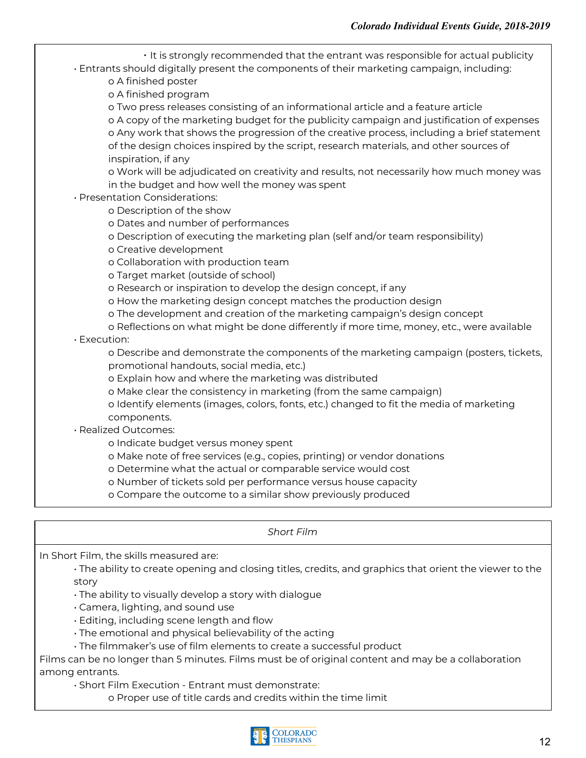- It is strongly recommended that the entrant was responsible for actual publicity

- Entrants should digitally present the components of their marketing campaign, including:
    - A finished poster
    - A finished program
    - Two press releases consisting of an informational article and a feature article
    - A copy of the marketing budget for the publicity campaign and justification of expenses
    - Any work that shows the progression of the creative process, including a brief statement of the design choices inspired by the script, research materials, and other sources of inspiration, if any
    - Work will be adjudicated on creativity and results, not necessarily how much money was in the budget and how well the money was spent
- Presentation Considerations:
    - Description of the show
    - Dates and number of performances
    - Description of executing the marketing plan (self and/or team responsibility)
    - Creative development
    - Collaboration with production team
    - Target market (outside of school)
    - Research or inspiration to develop the design concept, if any
    - How the marketing design concept matches the production design
    - The development and creation of the marketing campaign's design concept
    - Reflections on what might be done differently if more time, money, etc., were available
- Execution:
    - Describe and demonstrate the components of the marketing campaign (posters, tickets, promotional handouts, social media, etc.)
    - Explain how and where the marketing was distributed
    - Make clear the consistency in marketing (from the same campaign)
    - Identify elements (images, colors, fonts, etc.) changed to fit the media of marketing components.
- Realized Outcomes:
    - Indicate budget versus money spent
    - Make note of free services (e.g., copies, printing) or vendor donations
    - Determine what the actual or comparable service would cost
    - Number of tickets sold per performance versus house capacity
    - Compare the outcome to a similar show previously produced

## *Short Film*

In Short Film, the skills measured are:

- The ability to create opening and closing titles, credits, and graphics that orient the viewer to the story
- The ability to visually develop a story with dialogue
- Camera, lighting, and sound use
- Editing, including scene length and flow
- The emotional and physical believability of the acting
- The filmmaker's use of film elements to create a successful product

Films can be no longer than 5 minutes. Films must be of original content and may be a collaboration among entrants.

- Short Film Execution - Entrant must demonstrate:
    - Proper use of title cards and credits within the time limit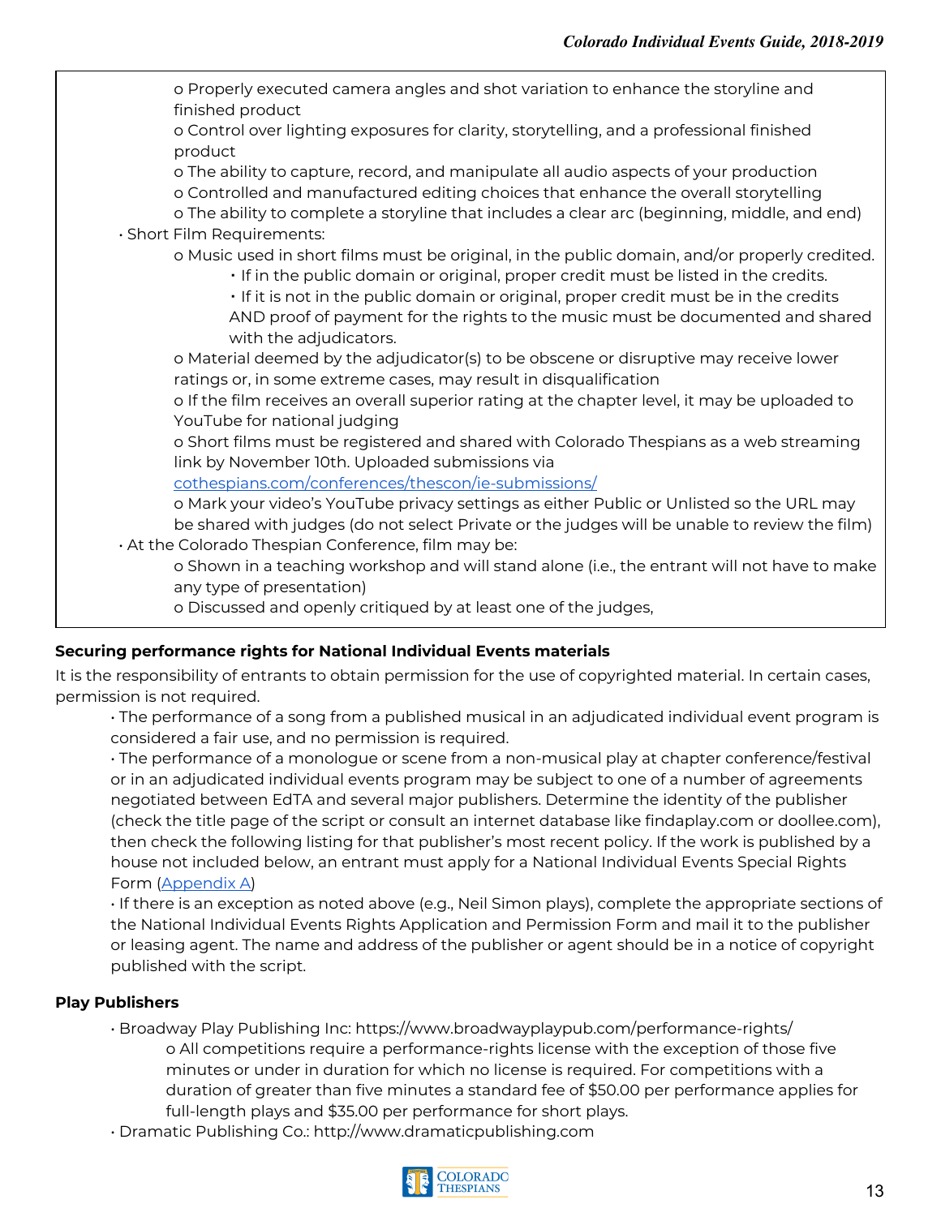- o Properly executed camera angles and shot variation to enhance the storyline and finished product
  - o Control over lighting exposures for clarity, storytelling, and a professional finished product
  - o The ability to capture, record, and manipulate all audio aspects of your production
  - o Controlled and manufactured editing choices that enhance the overall storytelling
  - o The ability to complete a storyline that includes a clear arc (beginning, middle, and end)
- Short Film Requirements:
  - o Music used in short films must be original, in the public domain, and/or properly credited.
    - If in the public domain or original, proper credit must be listed in the credits.
    - If it is not in the public domain or original, proper credit must be in the credits AND proof of payment for the rights to the music must be documented and shared with the adjudicators.
  - o Material deemed by the adjudicator(s) to be obscene or disruptive may receive lower ratings or, in some extreme cases, may result in disqualification
  - o If the film receives an overall superior rating at the chapter level, it may be uploaded to YouTube for national judging
  - o Short films must be registered and shared with Colorado Thespians as a web streaming link by November 10th. Uploaded submissions via [cothespians.com/conferences/thescon/ie-submissions/](cothespians.com/conferences/thescon/ie-submissions/)
  - o Mark your video's YouTube privacy settings as either Public or Unlisted so the URL may be shared with judges (do not select Private or the judges will be unable to review the film)
- At the Colorado Thespian Conference, film may be:
  - o Shown in a teaching workshop and will stand alone (i.e., the entrant will not have to make any type of presentation)
  - o Discussed and openly critiqued by at least one of the judges,

**Securing performance rights for National Individual Events materials**

It is the responsibility of entrants to obtain permission for the use of copyrighted material. In certain cases, permission is not required.

- The performance of a song from a published musical in an adjudicated individual event program is considered a fair use, and no permission is required.
- The performance of a monologue or scene from a non-musical play at chapter conference/festival or in an adjudicated individual events program may be subject to one of a number of agreements negotiated between EdTA and several major publishers. Determine the identity of the publisher (check the title page of the script or consult an internet database like findaplay.com or doollee.com), then check the following listing for that publisher's most recent policy. If the work is published by a house not included below, an entrant must apply for a National Individual Events Special Rights Form (Appendix A)
- If there is an exception as noted above (e.g., Neil Simon plays), complete the appropriate sections of the National Individual Events Rights Application and Permission Form and mail it to the publisher or leasing agent. The name and address of the publisher or agent should be in a notice of copyright published with the script.

**Play Publishers**

- Broadway Play Publishing Inc: https://www.broadwayplaypub.com/performance-rights/
  - o All competitions require a performance-rights license with the exception of those five minutes or under in duration for which no license is required. For competitions with a duration of greater than five minutes a standard fee of $50.00 per performance applies for full-length plays and $35.00 per performance for short plays.
- Dramatic Publishing Co.: http://www.dramaticpublishing.com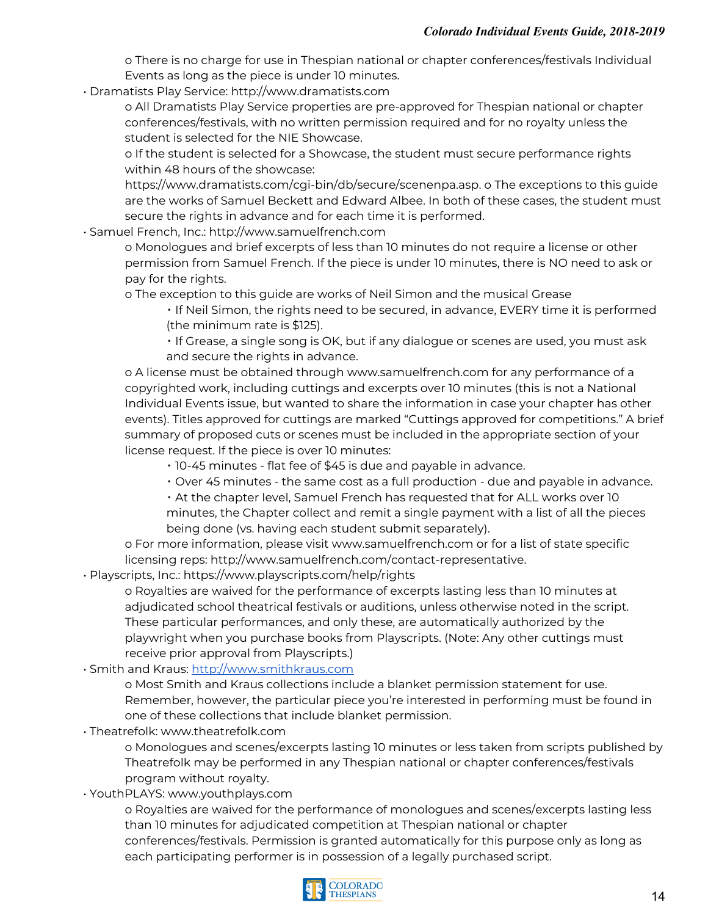- o There is no charge for use in Thespian national or chapter conferences/festivals Individual Events as long as the piece is under 10 minutes.

- Dramatists Play Service: http://www.dramatists.com
  - o All Dramatists Play Service properties are pre-approved for Thespian national or chapter conferences/festivals, with no written permission required and for no royalty unless the student is selected for the NIE Showcase.
  - o If the student is selected for a Showcase, the student must secure performance rights within 48 hours of the showcase: https://www.dramatists.com/cgi-bin/db/secure/scenenpa.asp. o The exceptions to this guide are the works of Samuel Beckett and Edward Albee. In both of these cases, the student must secure the rights in advance and for each time it is performed.

- Samuel French, Inc.: http://www.samuelfrench.com
  - o Monologues and brief excerpts of less than 10 minutes do not require a license or other permission from Samuel French. If the piece is under 10 minutes, there is NO need to ask or pay for the rights.
  - o The exception to this guide are works of Neil Simon and the musical Grease
    - If Neil Simon, the rights need to be secured, in advance, EVERY time it is performed (the minimum rate is $125).
    - If Grease, a single song is OK, but if any dialogue or scenes are used, you must ask and secure the rights in advance.
  - o A license must be obtained through www.samuelfrench.com for any performance of a copyrighted work, including cuttings and excerpts over 10 minutes (this is not a National Individual Events issue, but wanted to share the information in case your chapter has other events). Titles approved for cuttings are marked "Cuttings approved for competitions." A brief summary of proposed cuts or scenes must be included in the appropriate section of your license request. If the piece is over 10 minutes:
    - 10-45 minutes - flat fee of $45 is due and payable in advance.
    - Over 45 minutes - the same cost as a full production - due and payable in advance.
    - At the chapter level, Samuel French has requested that for ALL works over 10 minutes, the Chapter collect and remit a single payment with a list of all the pieces being done (vs. having each student submit separately).
  - o For more information, please visit www.samuelfrench.com or for a list of state specific licensing reps: http://www.samuelfrench.com/contact-representative.

- Playscripts, Inc.: https://www.playscripts.com/help/rights
  - o Royalties are waived for the performance of excerpts lasting less than 10 minutes at adjudicated school theatrical festivals or auditions, unless otherwise noted in the script. These particular performances, and only these, are automatically authorized by the playwright when you purchase books from Playscripts. (Note: Any other cuttings must receive prior approval from Playscripts.)

- Smith and Kraus: [http://www.smithkraus.com](http://www.smithkraus.com)
  - o Most Smith and Kraus collections include a blanket permission statement for use. Remember, however, the particular piece you're interested in performing must be found in one of these collections that include blanket permission.

- Theatrefolk: www.theatrefolk.com
  - o Monologues and scenes/excerpts lasting 10 minutes or less taken from scripts published by Theatrefolk may be performed in any Thespian national or chapter conferences/festivals program without royalty.

- YouthPLAYS: www.youthplays.com
  - o Royalties are waived for the performance of monologues and scenes/excerpts lasting less than 10 minutes for adjudicated competition at Thespian national or chapter conferences/festivals. Permission is granted automatically for this purpose only as long as each participating performer is in possession of a legally purchased script.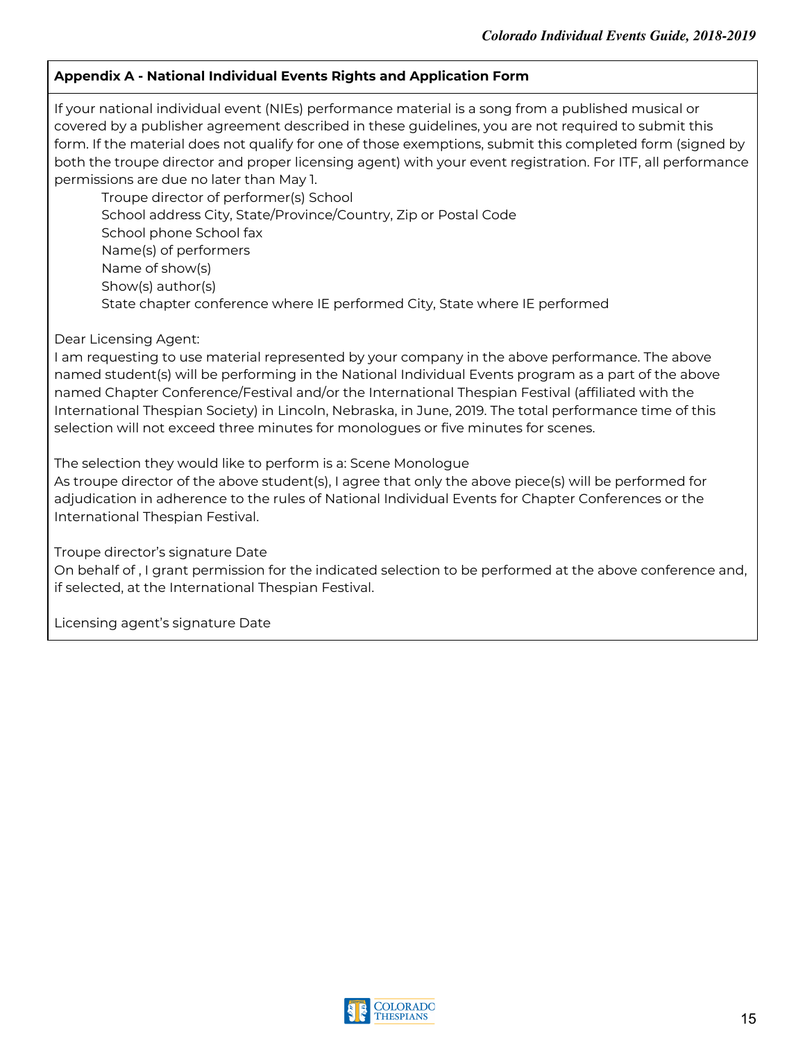## Appendix A - National Individual Events Rights and Application Form

If your national individual event (NIEs) performance material is a song from a published musical or covered by a publisher agreement described in these guidelines, you are not required to submit this form. If the material does not qualify for one of those exemptions, submit this completed form (signed by both the troupe director and proper licensing agent) with your event registration. For ITF, all performance permissions are due no later than May 1.

Troupe director of performer(s) School
School address City, State/Province/Country, Zip or Postal Code
School phone School fax
Name(s) of performers
Name of show(s)
Show(s) author(s)
State chapter conference where IE performed City, State where IE performed

Dear Licensing Agent:
I am requesting to use material represented by your company in the above performance. The above named student(s) will be performing in the National Individual Events program as a part of the above named Chapter Conference/Festival and/or the International Thespian Festival (affiliated with the International Thespian Society) in Lincoln, Nebraska, in June, 2019. The total performance time of this selection will not exceed three minutes for monologues or five minutes for scenes.

The selection they would like to perform is a: Scene Monologue
As troupe director of the above student(s), I agree that only the above piece(s) will be performed for adjudication in adherence to the rules of National Individual Events for Chapter Conferences or the International Thespian Festival.

Troupe director's signature Date
On behalf of , I grant permission for the indicated selection to be performed at the above conference and, if selected, at the International Thespian Festival.

Licensing agent's signature Date